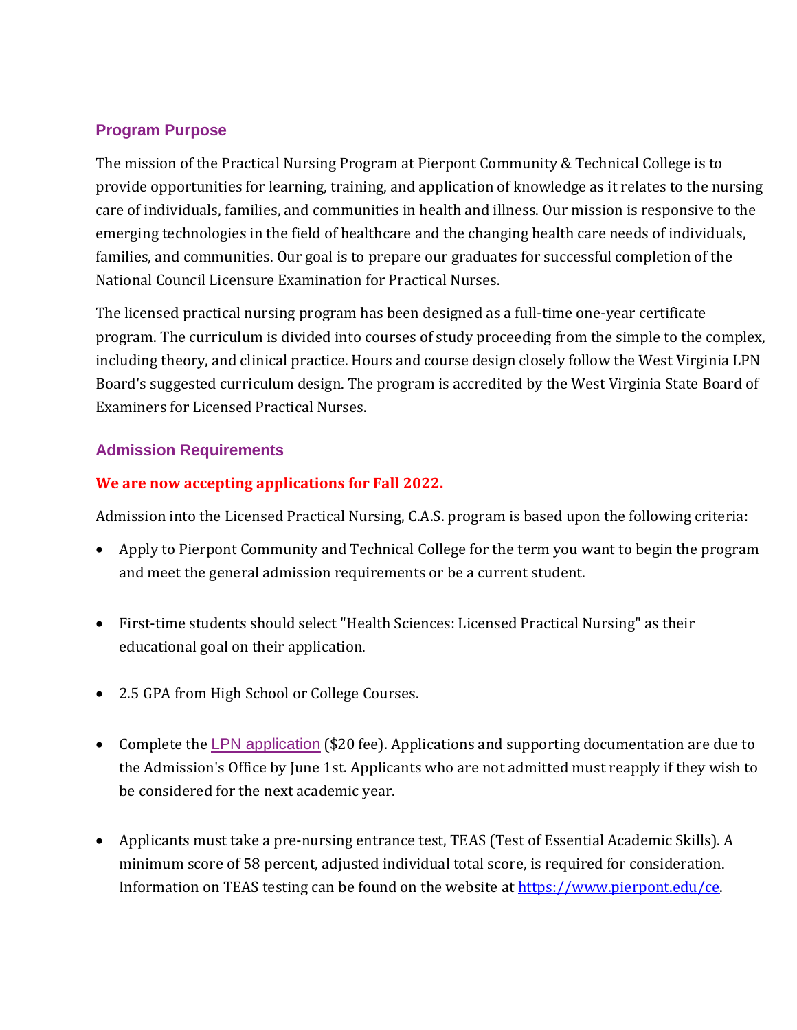## Program Purpose

The mission of the Practical Nursing Program at Pierpont Community & Technical College is to provide opportunities for learning, training, and application of knowledge as it relates to the nursing care of individuals, families, and communities in health and illness. Our mission is responsive to the emerging technologies in the field of healthcare and the changing health care needs of individuals, families, and communities. Our goal is to prepare our graduates for successful completion of the National Council Licensure Examination for Practical Nurses.

The licensed practical nursing program has been designed as a full-time one-year certificate program. The curriculum is divided into courses of study proceeding from the simple to the complex, including theory, and clinical practice. Hours and course design closely follow the West Virginia LPN Board's suggested curriculum design. The program is accredited by the West Virginia State Board of Examiners for Licensed Practical Nurses.

## Admission Requirements

**We are now accepting applications for Fall 2022.**

Admission into the Licensed Practical Nursing, C.A.S. program is based upon the following criteria:

- Apply to Pierpont Community and Technical College for the term you want to begin the program and meet the general admission requirements or be a current student.

- First-time students should select "Health Sciences: Licensed Practical Nursing" as their educational goal on their application.

- 2.5 GPA from High School or College Courses.

- Complete the LPN application ($20 fee). Applications and supporting documentation are due to the Admission's Office by June 1st. Applicants who are not admitted must reapply if they wish to be considered for the next academic year.

- Applicants must take a pre-nursing entrance test, TEAS (Test of Essential Academic Skills). A minimum score of 58 percent, adjusted individual total score, is required for consideration. Information on TEAS testing can be found on the website at https://www.pierpont.edu/ce.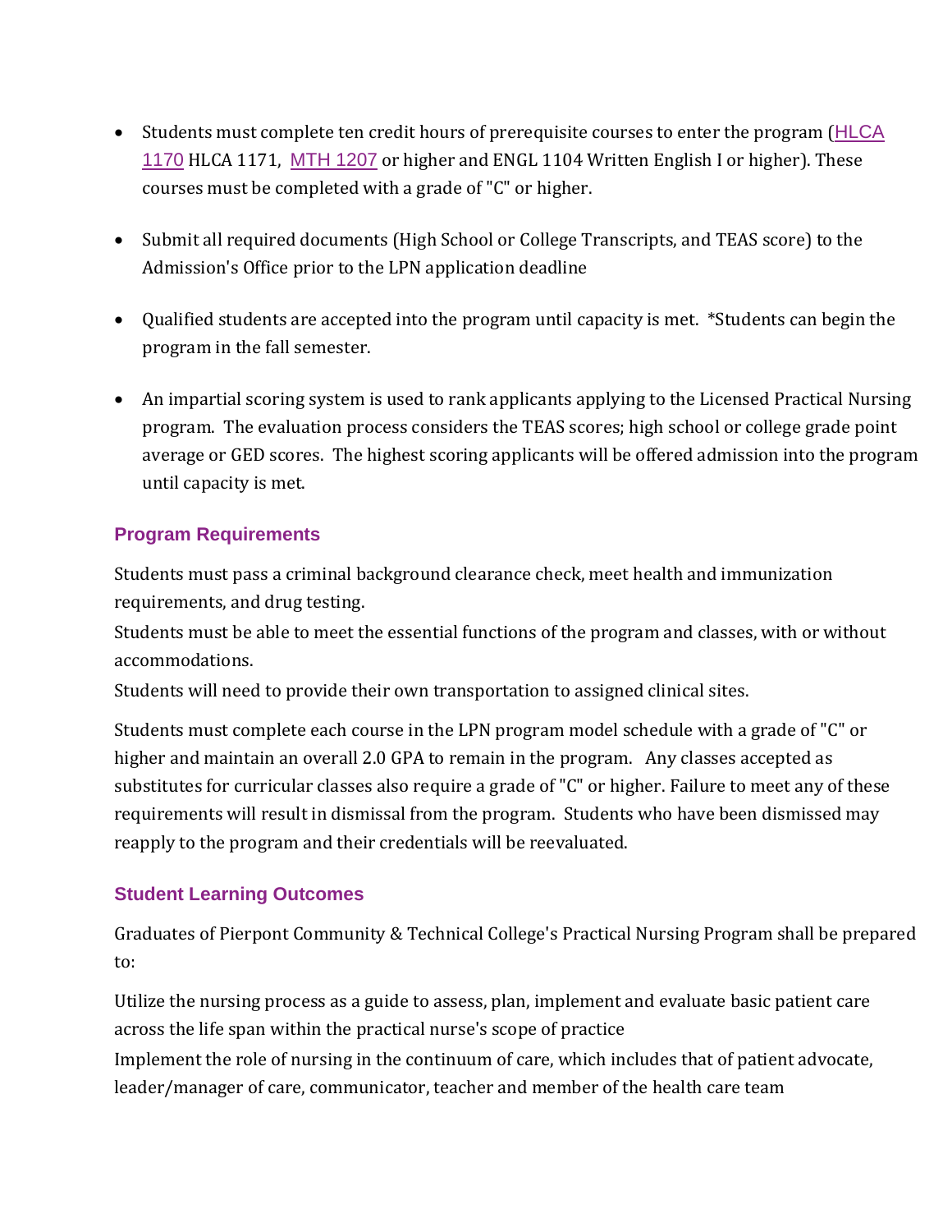- Students must complete ten credit hours of prerequisite courses to enter the program (HLCA 1170 HLCA 1171, MTH 1207 or higher and ENGL 1104 Written English I or higher). These courses must be completed with a grade of "C" or higher.
- Submit all required documents (High School or College Transcripts, and TEAS score) to the Admission's Office prior to the LPN application deadline
- Qualified students are accepted into the program until capacity is met. *Students can begin the program in the fall semester.
- An impartial scoring system is used to rank applicants applying to the Licensed Practical Nursing program. The evaluation process considers the TEAS scores; high school or college grade point average or GED scores. The highest scoring applicants will be offered admission into the program until capacity is met.

### Program Requirements

Students must pass a criminal background clearance check, meet health and immunization requirements, and drug testing.

Students must be able to meet the essential functions of the program and classes, with or without accommodations.

Students will need to provide their own transportation to assigned clinical sites.

Students must complete each course in the LPN program model schedule with a grade of "C" or higher and maintain an overall 2.0 GPA to remain in the program. Any classes accepted as substitutes for curricular classes also require a grade of "C" or higher. Failure to meet any of these requirements will result in dismissal from the program. Students who have been dismissed may reapply to the program and their credentials will be reevaluated.

### Student Learning Outcomes

Graduates of Pierpont Community & Technical College's Practical Nursing Program shall be prepared to:

Utilize the nursing process as a guide to assess, plan, implement and evaluate basic patient care across the life span within the practical nurse's scope of practice

Implement the role of nursing in the continuum of care, which includes that of patient advocate, leader/manager of care, communicator, teacher and member of the health care team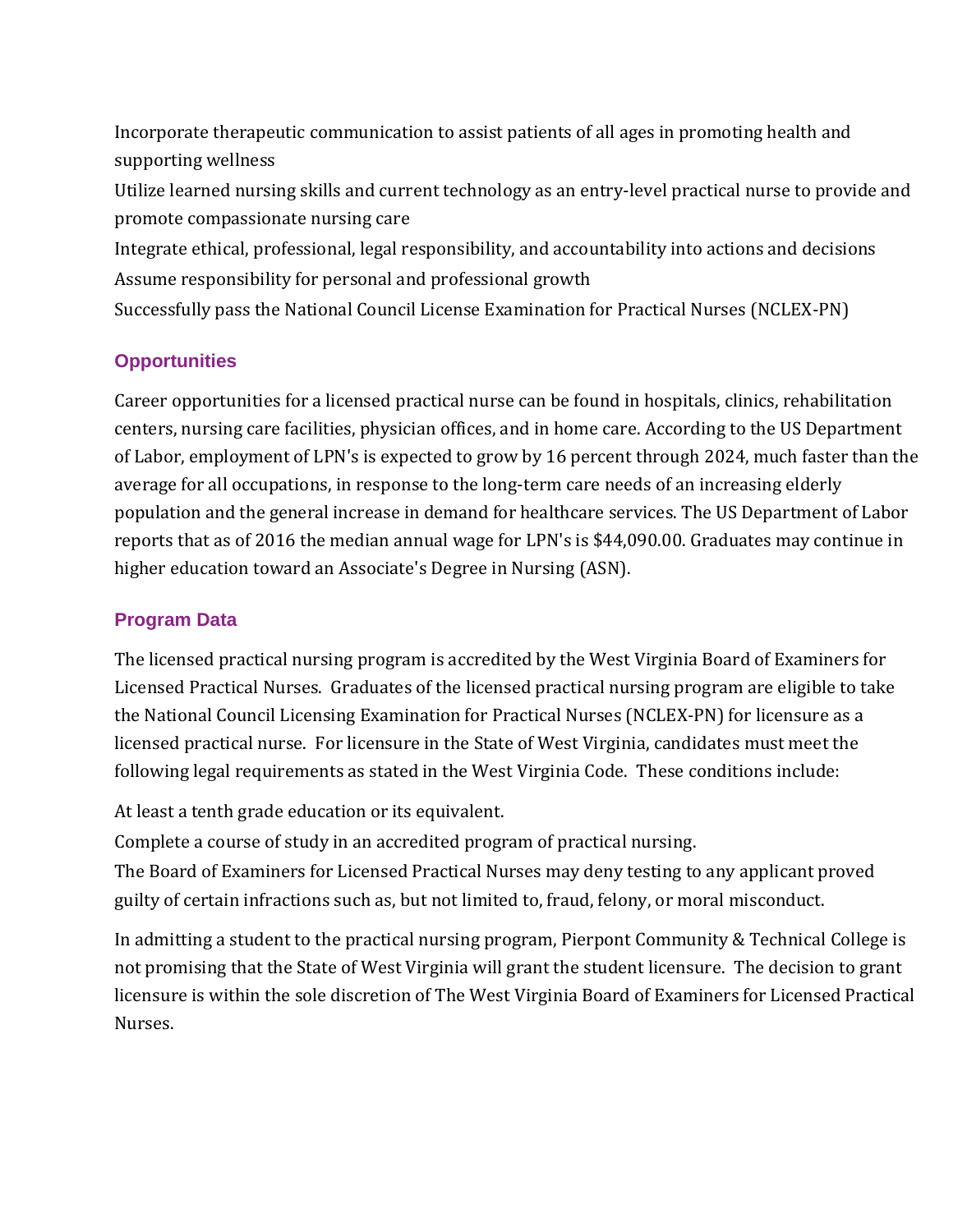Incorporate therapeutic communication to assist patients of all ages in promoting health and supporting wellness

Utilize learned nursing skills and current technology as an entry-level practical nurse to provide and promote compassionate nursing care

Integrate ethical, professional, legal responsibility, and accountability into actions and decisions

Assume responsibility for personal and professional growth

Successfully pass the National Council License Examination for Practical Nurses (NCLEX-PN)

## Opportunities

Career opportunities for a licensed practical nurse can be found in hospitals, clinics, rehabilitation centers, nursing care facilities, physician offices, and in home care. According to the US Department of Labor, employment of LPN's is expected to grow by 16 percent through 2024, much faster than the average for all occupations, in response to the long-term care needs of an increasing elderly population and the general increase in demand for healthcare services. The US Department of Labor reports that as of 2016 the median annual wage for LPN's is $44,090.00. Graduates may continue in higher education toward an Associate's Degree in Nursing (ASN).

## Program Data

The licensed practical nursing program is accredited by the West Virginia Board of Examiners for Licensed Practical Nurses. Graduates of the licensed practical nursing program are eligible to take the National Council Licensing Examination for Practical Nurses (NCLEX-PN) for licensure as a licensed practical nurse. For licensure in the State of West Virginia, candidates must meet the following legal requirements as stated in the West Virginia Code. These conditions include:

At least a tenth grade education or its equivalent.

Complete a course of study in an accredited program of practical nursing.

The Board of Examiners for Licensed Practical Nurses may deny testing to any applicant proved guilty of certain infractions such as, but not limited to, fraud, felony, or moral misconduct.

In admitting a student to the practical nursing program, Pierpont Community & Technical College is not promising that the State of West Virginia will grant the student licensure. The decision to grant licensure is within the sole discretion of The West Virginia Board of Examiners for Licensed Practical Nurses.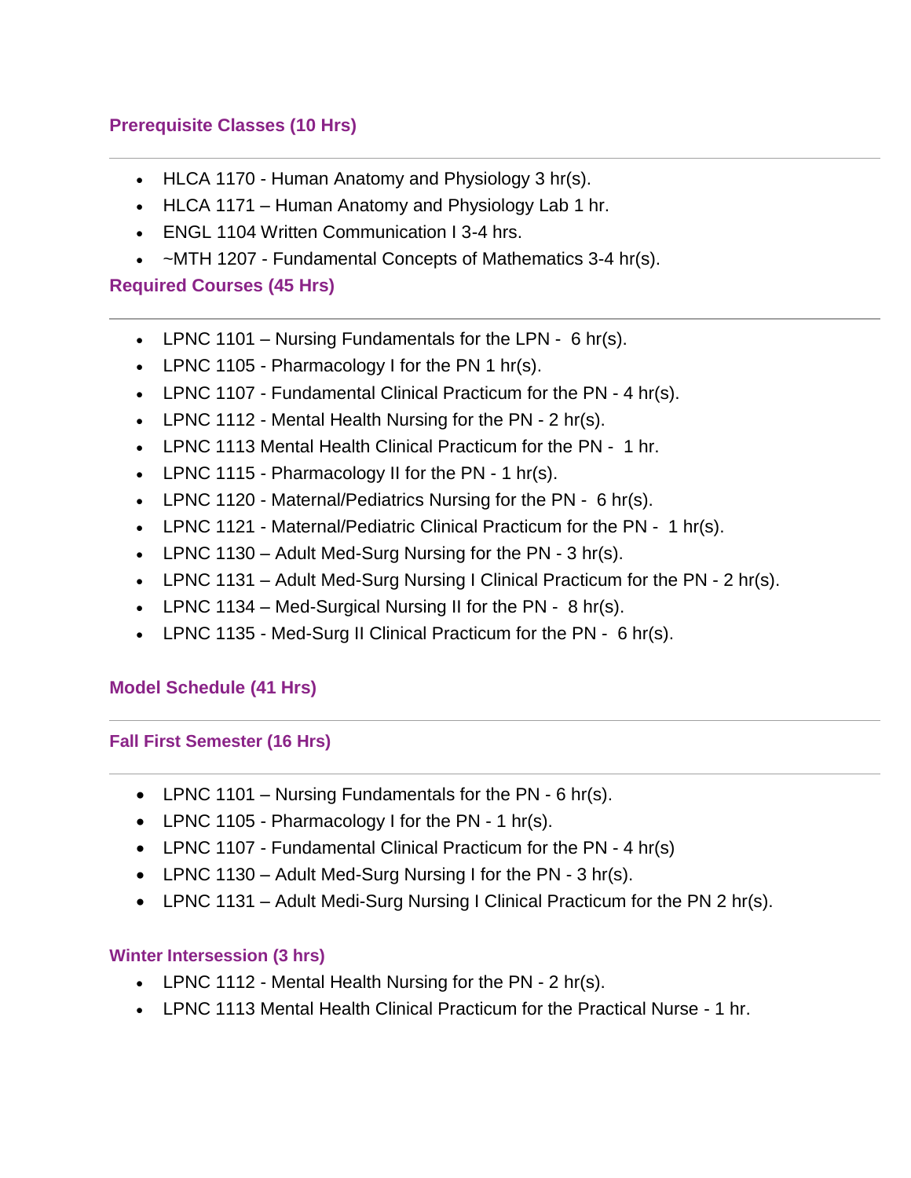## Prerequisite Classes (10 Hrs)

---

- HLCA 1170 - Human Anatomy and Physiology 3 hr(s).
- HLCA 1171 – Human Anatomy and Physiology Lab 1 hr.
- ENGL 1104 Written Communication I 3-4 hrs.
- ~MTH 1207 - Fundamental Concepts of Mathematics 3-4 hr(s).

## Required Courses (45 Hrs)

---

- LPNC 1101 – Nursing Fundamentals for the LPN - 6 hr(s).
- LPNC 1105 - Pharmacology I for the PN 1 hr(s).
- LPNC 1107 - Fundamental Clinical Practicum for the PN - 4 hr(s).
- LPNC 1112 - Mental Health Nursing for the PN - 2 hr(s).
- LPNC 1113 Mental Health Clinical Practicum for the PN - 1 hr.
- LPNC 1115 - Pharmacology II for the PN - 1 hr(s).
- LPNC 1120 - Maternal/Pediatrics Nursing for the PN - 6 hr(s).
- LPNC 1121 - Maternal/Pediatric Clinical Practicum for the PN - 1 hr(s).
- LPNC 1130 – Adult Med-Surg Nursing for the PN - 3 hr(s).
- LPNC 1131 – Adult Med-Surg Nursing I Clinical Practicum for the PN - 2 hr(s).
- LPNC 1134 – Med-Surgical Nursing II for the PN - 8 hr(s).
- LPNC 1135 - Med-Surg II Clinical Practicum for the PN - 6 hr(s).

## Model Schedule (41 Hrs)

---

### Fall First Semester (16 Hrs)

---

- LPNC 1101 – Nursing Fundamentals for the PN - 6 hr(s).
- LPNC 1105 - Pharmacology I for the PN - 1 hr(s).
- LPNC 1107 - Fundamental Clinical Practicum for the PN - 4 hr(s)
- LPNC 1130 – Adult Med-Surg Nursing I for the PN - 3 hr(s).
- LPNC 1131 – Adult Medi-Surg Nursing I Clinical Practicum for the PN 2 hr(s).

### Winter Intersession (3 hrs)

- LPNC 1112 - Mental Health Nursing for the PN - 2 hr(s).
- LPNC 1113 Mental Health Clinical Practicum for the Practical Nurse - 1 hr.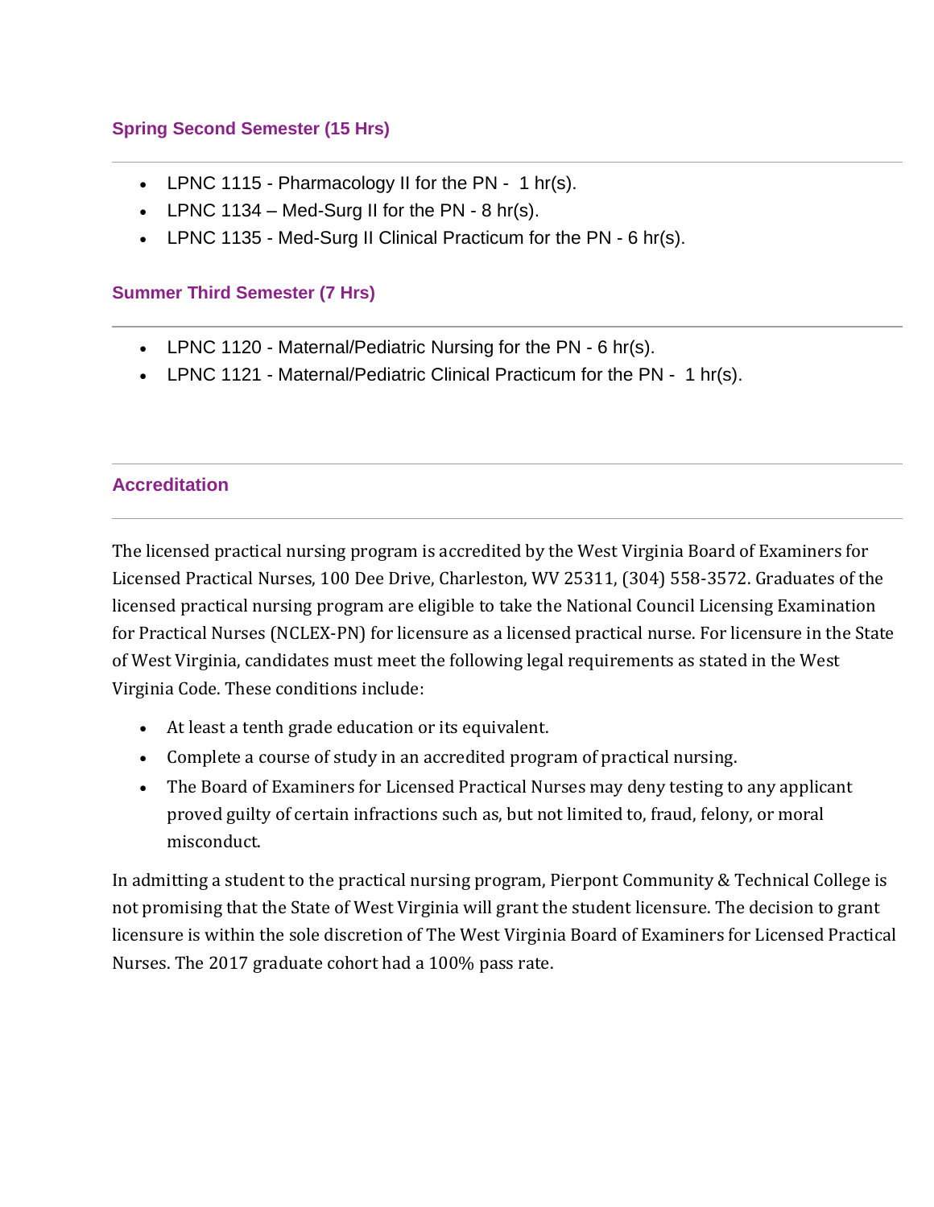### Spring Second Semester (15 Hrs)

- LPNC 1115 - Pharmacology II for the PN - 1 hr(s).
- LPNC 1134 – Med-Surg II for the PN - 8 hr(s).
- LPNC 1135 - Med-Surg II Clinical Practicum for the PN - 6 hr(s).

### Summer Third Semester (7 Hrs)

- LPNC 1120 - Maternal/Pediatric Nursing for the PN - 6 hr(s).
- LPNC 1121 - Maternal/Pediatric Clinical Practicum for the PN - 1 hr(s).

### Accreditation

The licensed practical nursing program is accredited by the West Virginia Board of Examiners for Licensed Practical Nurses, 100 Dee Drive, Charleston, WV 25311, (304) 558-3572. Graduates of the licensed practical nursing program are eligible to take the National Council Licensing Examination for Practical Nurses (NCLEX-PN) for licensure as a licensed practical nurse. For licensure in the State of West Virginia, candidates must meet the following legal requirements as stated in the West Virginia Code. These conditions include:

- At least a tenth grade education or its equivalent.
- Complete a course of study in an accredited program of practical nursing.
- The Board of Examiners for Licensed Practical Nurses may deny testing to any applicant proved guilty of certain infractions such as, but not limited to, fraud, felony, or moral misconduct.

In admitting a student to the practical nursing program, Pierpont Community & Technical College is not promising that the State of West Virginia will grant the student licensure. The decision to grant licensure is within the sole discretion of The West Virginia Board of Examiners for Licensed Practical Nurses. The 2017 graduate cohort had a 100% pass rate.